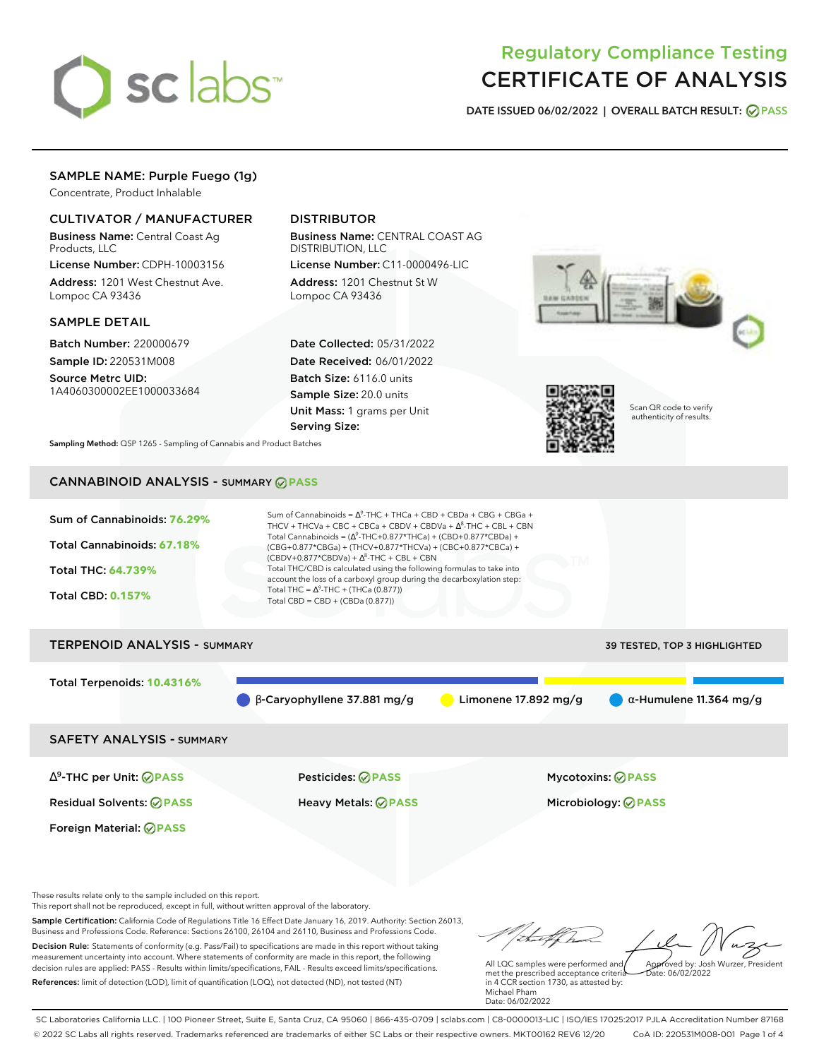# Regulatory Compliance Testing
# CERTIFICATE OF ANALYSIS

**DATE ISSUED 06/02/2022 | OVERALL BATCH RESULT: PASS**

## SAMPLE NAME: Purple Fuego (1g)

Concentrate, Product Inhalable

### CULTIVATOR / MANUFACTURER

**Business Name:** Central Coast Ag Products, LLC

**License Number:** CDPH-10003156

**Address:** 1201 West Chestnut Ave. Lompoc CA 93436

### DISTRIBUTOR

**Business Name:** CENTRAL COAST AG DISTRIBUTION, LLC

**License Number:** C11-0000496-LIC

**Address:** 1201 Chestnut St W Lompoc CA 93436

### SAMPLE DETAIL

**Batch Number:** 220000679

**Sample ID:** 220531M008

**Source Metrc UID:** 1A4060300002EE1000033684

**Date Collected:** 05/31/2022

**Date Received:** 06/01/2022

**Batch Size:** 6116.0 units

**Sample Size:** 20.0 units

**Unit Mass:** 1 grams per Unit

**Serving Size:**

Scan QR code to verify authenticity of results.

**Sampling Method:** QSP 1265 - Sampling of Cannabis and Product Batches

## CANNABINOID ANALYSIS - SUMMARY PASS

**Sum of Cannabinoids:** 76.29%

**Total Cannabinoids:** 67.18%

**Total THC:** 64.739%

**Total CBD:** 0.157%

Sum of Cannabinoids = $\Delta^9$-THC + THCa + CBD + CBDa + CBG + CBGa + THCV + THCVa + CBC + CBCa + CBDV + CBDVa + $\Delta^8$-THC + CBL + CBN

Total Cannabinoids = ($\Delta^9$-THC+0.877*THCa) + (CBD+0.877*CBDa) + (CBG+0.877*CBGa) + (THCV+0.877*THCVa) + (CBC+0.877*CBCa) + (CBDV+0.877*CBDVa) + $\Delta^8$-THC + CBL + CBN

Total THC/CBD is calculated using the following formulas to take into account the loss of a carboxyl group during the decarboxylation step:

Total THC = $\Delta^9$-THC + (THCa (0.877))

Total CBD = CBD + (CBDa (0.877))

## TERPENOID ANALYSIS - SUMMARY

39 TESTED, TOP 3 HIGHLIGHTED

**Total Terpenoids:** 10.4316%

β-Caryophyllene 37.881 mg/g | Limonene 17.892 mg/g | α-Humulene 11.364 mg/g

## SAFETY ANALYSIS - SUMMARY

| | | |
|---|---|---|
| $\Delta^9$-THC per Unit: PASS | Pesticides: PASS | Mycotoxins: PASS |
| Residual Solvents: PASS | Heavy Metals: PASS | Microbiology: PASS |
| Foreign Material: PASS | | |

These results relate only to the sample included on this report.
This report shall not be reproduced, except in full, without written approval of the laboratory.

**Sample Certification:** California Code of Regulations Title 16 Effect Date January 16, 2019. Authority: Section 26013, Business and Professions Code. Reference: Sections 26100, 26104 and 26110, Business and Professions Code.

**Decision Rule:** Statements of conformity (e.g. Pass/Fail) to specifications are made in this report without taking measurement uncertainty into account. Where statements of conformity are made in this report, the following decision rules are applied: PASS - Results within limits/specifications, FAIL - Results exceed limits/specifications.

**References:** limit of detection (LOD), limit of quantification (LOQ), not detected (ND), not tested (NT)

All LQC samples were performed and met the prescribed acceptance criteria in 4 CCR section 1730, as attested by: Michael Pham
Date: 06/02/2022

Approved by: Josh Wurzer, President
Date: 06/02/2022

SC Laboratories California LLC. | 100 Pioneer Street, Suite E, Santa Cruz, CA 95060 | 866-435-0709 | sclabs.com | C8-0000013-LIC | ISO/IES 17025:2017 PJLA Accreditation Number 87168

© 2022 SC Labs all rights reserved. Trademarks referenced are trademarks of either SC Labs or their respective owners. MKT00162 REV6 12/20 CoA ID: 220531M008-001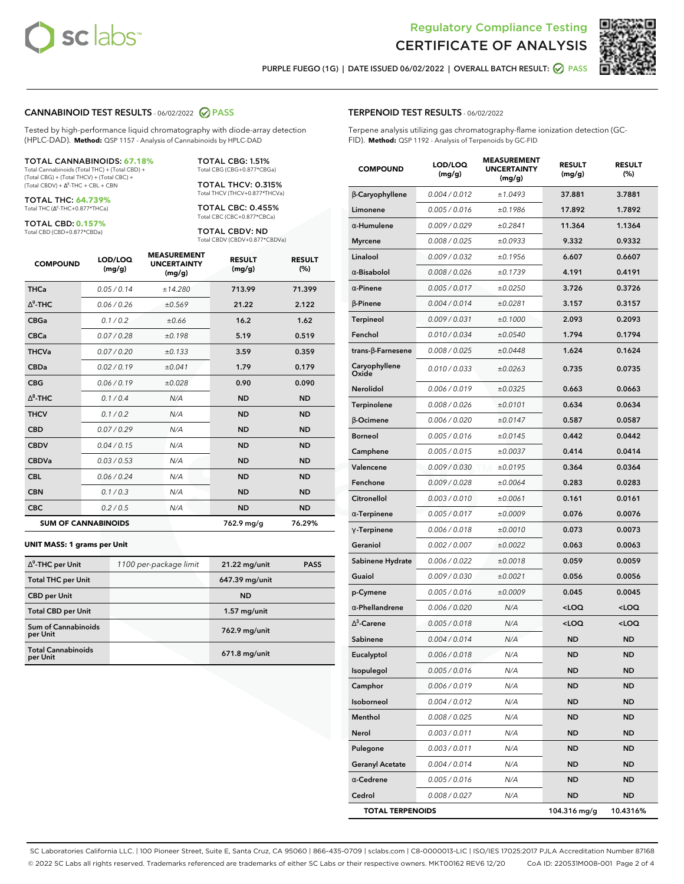Regulatory Compliance Testing
# CERTIFICATE OF ANALYSIS

PURPLE FUEGO (1G) | DATE ISSUED 06/02/2022 | OVERALL BATCH RESULT: PASS

## CANNABINOID TEST RESULTS - 06/02/2022 PASS

Tested by high-performance liquid chromatography with diode-array detection (HPLC-DAD). **Method:** QSP 1157 - Analysis of Cannabinoids by HPLC-DAD

**TOTAL CANNABINOIDS: 67.18%**
Total Cannabinoids (Total THC) + (Total CBD) + (Total CBG) + (Total THCV) + (Total CBC) + (Total CBDV) + $\Delta^8$-THC + CBL + CBN

**TOTAL THC: 64.739%**
Total THC ($\Delta^9$-THC+0.877*THCa)

**TOTAL CBD: 0.157%**
Total CBD (CBD+0.877*CBDa)

**TOTAL CBG: 1.51%**
Total CBG (CBG+0.877*CBGa)

**TOTAL THCV: 0.315%**
Total THCV (THCV+0.877*THCVa)

**TOTAL CBC: 0.455%**
Total CBC (CBC+0.877*CBCa)

**TOTAL CBDV: ND**
Total CBDV (CBDV+0.877*CBDVa)

| COMPOUND | LOD/LOQ (mg/g) | MEASUREMENT UNCERTAINTY (mg/g) | RESULT (mg/g) | RESULT (%) |
|---|---|---|---|---|
| THCa | 0.05 / 0.14 | ±14.280 | 713.99 | 71.399 |
| $\Delta^9$-THC | 0.06 / 0.26 | ±0.569 | 21.22 | 2.122 |
| CBGa | 0.1 / 0.2 | ±0.66 | 16.2 | 1.62 |
| CBCa | 0.07 / 0.28 | ±0.198 | 5.19 | 0.519 |
| THCVa | 0.07 / 0.20 | ±0.133 | 3.59 | 0.359 |
| CBDa | 0.02 / 0.19 | ±0.041 | 1.79 | 0.179 |
| CBG | 0.06 / 0.19 | ±0.028 | 0.90 | 0.090 |
| $\Delta^8$-THC | 0.1 / 0.4 | N/A | ND | ND |
| THCV | 0.1 / 0.2 | N/A | ND | ND |
| CBD | 0.07 / 0.29 | N/A | ND | ND |
| CBDV | 0.04 / 0.15 | N/A | ND | ND |
| CBDVa | 0.03 / 0.53 | N/A | ND | ND |
| CBL | 0.06 / 0.24 | N/A | ND | ND |
| CBN | 0.1 / 0.3 | N/A | ND | ND |
| CBC | 0.2 / 0.5 | N/A | ND | ND |
| **SUM OF CANNABINOIDS** | | | 762.9 mg/g | 76.29% |

**UNIT MASS: 1 grams per Unit**

| | | | |
|---|---|---|---|
| $\Delta^9$-THC per Unit | 1100 per-package limit | 21.22 mg/unit | PASS |
| Total THC per Unit | | 647.39 mg/unit | |
| CBD per Unit | | ND | |
| Total CBD per Unit | | 1.57 mg/unit | |
| Sum of Cannabinoids per Unit | | 762.9 mg/unit | |
| Total Cannabinoids per Unit | | 671.8 mg/unit | |

## TERPENOID TEST RESULTS - 06/02/2022

Terpene analysis utilizing gas chromatography-flame ionization detection (GC-FID). **Method:** QSP 1192 - Analysis of Terpenoids by GC-FID

| COMPOUND | LOD/LOQ (mg/g) | MEASUREMENT UNCERTAINTY (mg/g) | RESULT (mg/g) | RESULT (%) |
|---|---|---|---|---|
| β-Caryophyllene | 0.004 / 0.012 | ±1.0493 | 37.881 | 3.7881 |
| Limonene | 0.005 / 0.016 | ±0.1986 | 17.892 | 1.7892 |
| α-Humulene | 0.009 / 0.029 | ±0.2841 | 11.364 | 1.1364 |
| Myrcene | 0.008 / 0.025 | ±0.0933 | 9.332 | 0.9332 |
| Linalool | 0.009 / 0.032 | ±0.1956 | 6.607 | 0.6607 |
| α-Bisabolol | 0.008 / 0.026 | ±0.1739 | 4.191 | 0.4191 |
| α-Pinene | 0.005 / 0.017 | ±0.0250 | 3.726 | 0.3726 |
| β-Pinene | 0.004 / 0.014 | ±0.0281 | 3.157 | 0.3157 |
| Terpineol | 0.009 / 0.031 | ±0.1000 | 2.093 | 0.2093 |
| Fenchol | 0.010 / 0.034 | ±0.0540 | 1.794 | 0.1794 |
| trans-β-Farnesene | 0.008 / 0.025 | ±0.0448 | 1.624 | 0.1624 |
| Caryophyllene Oxide | 0.010 / 0.033 | ±0.0263 | 0.735 | 0.0735 |
| Nerolidol | 0.006 / 0.019 | ±0.0325 | 0.663 | 0.0663 |
| Terpinolene | 0.008 / 0.026 | ±0.0101 | 0.634 | 0.0634 |
| β-Ocimene | 0.006 / 0.020 | ±0.0147 | 0.587 | 0.0587 |
| Borneol | 0.005 / 0.016 | ±0.0145 | 0.442 | 0.0442 |
| Camphene | 0.005 / 0.015 | ±0.0037 | 0.414 | 0.0414 |
| Valencene | 0.009 / 0.030 | ±0.0195 | 0.364 | 0.0364 |
| Fenchone | 0.009 / 0.028 | ±0.0064 | 0.283 | 0.0283 |
| Citronellol | 0.003 / 0.010 | ±0.0061 | 0.161 | 0.0161 |
| α-Terpinene | 0.005 / 0.017 | ±0.0009 | 0.076 | 0.0076 |
| γ-Terpinene | 0.006 / 0.018 | ±0.0010 | 0.073 | 0.0073 |
| Geraniol | 0.002 / 0.007 | ±0.0022 | 0.063 | 0.0063 |
| Sabinene Hydrate | 0.006 / 0.022 | ±0.0018 | 0.059 | 0.0059 |
| Guaiol | 0.009 / 0.030 | ±0.0021 | 0.056 | 0.0056 |
| p-Cymene | 0.005 / 0.016 | ±0.0009 | 0.045 | 0.0045 |
| α-Phellandrene | 0.006 / 0.020 | N/A | <LOQ | <LOQ |
| $\Delta^3$-Carene | 0.005 / 0.018 | N/A | <LOQ | <LOQ |
| Sabinene | 0.004 / 0.014 | N/A | ND | ND |
| Eucalyptol | 0.006 / 0.018 | N/A | ND | ND |
| Isopulegol | 0.005 / 0.016 | N/A | ND | ND |
| Camphor | 0.006 / 0.019 | N/A | ND | ND |
| Isoborneol | 0.004 / 0.012 | N/A | ND | ND |
| Menthol | 0.008 / 0.025 | N/A | ND | ND |
| Nerol | 0.003 / 0.011 | N/A | ND | ND |
| Pulegone | 0.003 / 0.011 | N/A | ND | ND |
| Geranyl Acetate | 0.004 / 0.014 | N/A | ND | ND |
| α-Cedrene | 0.005 / 0.016 | N/A | ND | ND |
| Cedrol | 0.008 / 0.027 | N/A | ND | ND |
| **TOTAL TERPENOIDS** | | | 104.316 mg/g | 10.4316% |

SC Laboratories California LLC. | 100 Pioneer Street, Suite E, Santa Cruz, CA 95060 | 866-435-0709 | sclabs.com | C8-0000013-LIC | ISO/IES 17025:2017 PJLA Accreditation Number 87168
© 2022 SC Labs all rights reserved. Trademarks referenced are trademarks of either SC Labs or their respective owners. MKT00162 REV6 12/20 CoA ID: 220531M008-001